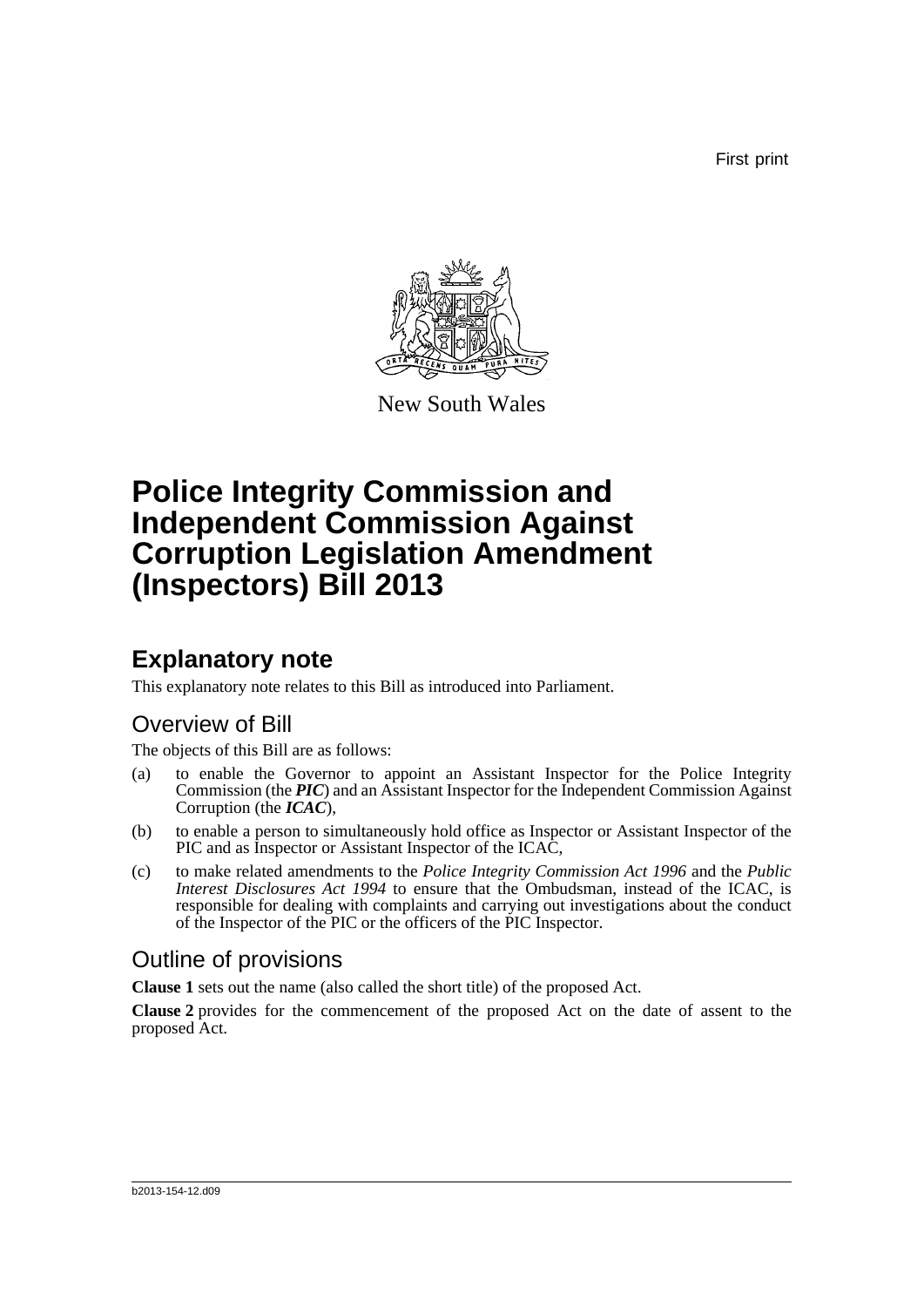First print

New South Wales

# Police Integrity Commission and Independent Commission Against Corruption Legislation Amendment (Inspectors) Bill 2013

## Explanatory note

This explanatory note relates to this Bill as introduced into Parliament.

### Overview of Bill

The objects of this Bill are as follows:

(a) to enable the Governor to appoint an Assistant Inspector for the Police Integrity Commission (the ***PIC***) and an Assistant Inspector for the Independent Commission Against Corruption (the ***ICAC***),

(b) to enable a person to simultaneously hold office as Inspector or Assistant Inspector of the PIC and as Inspector or Assistant Inspector of the ICAC,

(c) to make related amendments to the *Police Integrity Commission Act 1996* and the *Public Interest Disclosures Act 1994* to ensure that the Ombudsman, instead of the ICAC, is responsible for dealing with complaints and carrying out investigations about the conduct of the Inspector of the PIC or the officers of the PIC Inspector.

### Outline of provisions

**Clause 1** sets out the name (also called the short title) of the proposed Act.

**Clause 2** provides for the commencement of the proposed Act on the date of assent to the proposed Act.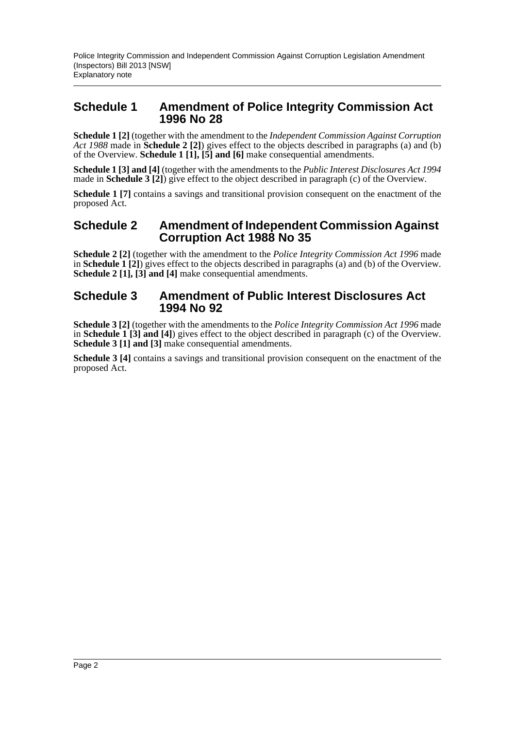## Schedule 1 Amendment of Police Integrity Commission Act 1996 No 28

**Schedule 1 [2]** (together with the amendment to the *Independent Commission Against Corruption Act 1988* made in **Schedule 2 [2]**) gives effect to the objects described in paragraphs (a) and (b) of the Overview. **Schedule 1 [1], [5] and [6]** make consequential amendments.

**Schedule 1 [3] and [4]** (together with the amendments to the *Public Interest Disclosures Act 1994* made in **Schedule 3 [2]**) give effect to the object described in paragraph (c) of the Overview.

**Schedule 1 [7]** contains a savings and transitional provision consequent on the enactment of the proposed Act.

## Schedule 2 Amendment of Independent Commission Against Corruption Act 1988 No 35

**Schedule 2 [2]** (together with the amendment to the *Police Integrity Commission Act 1996* made in **Schedule 1 [2]**) gives effect to the objects described in paragraphs (a) and (b) of the Overview. **Schedule 2 [1], [3] and [4]** make consequential amendments.

## Schedule 3 Amendment of Public Interest Disclosures Act 1994 No 92

**Schedule 3 [2]** (together with the amendments to the *Police Integrity Commission Act 1996* made in **Schedule 1 [3] and [4]**) gives effect to the object described in paragraph (c) of the Overview. **Schedule 3 [1] and [3]** make consequential amendments.

**Schedule 3 [4]** contains a savings and transitional provision consequent on the enactment of the proposed Act.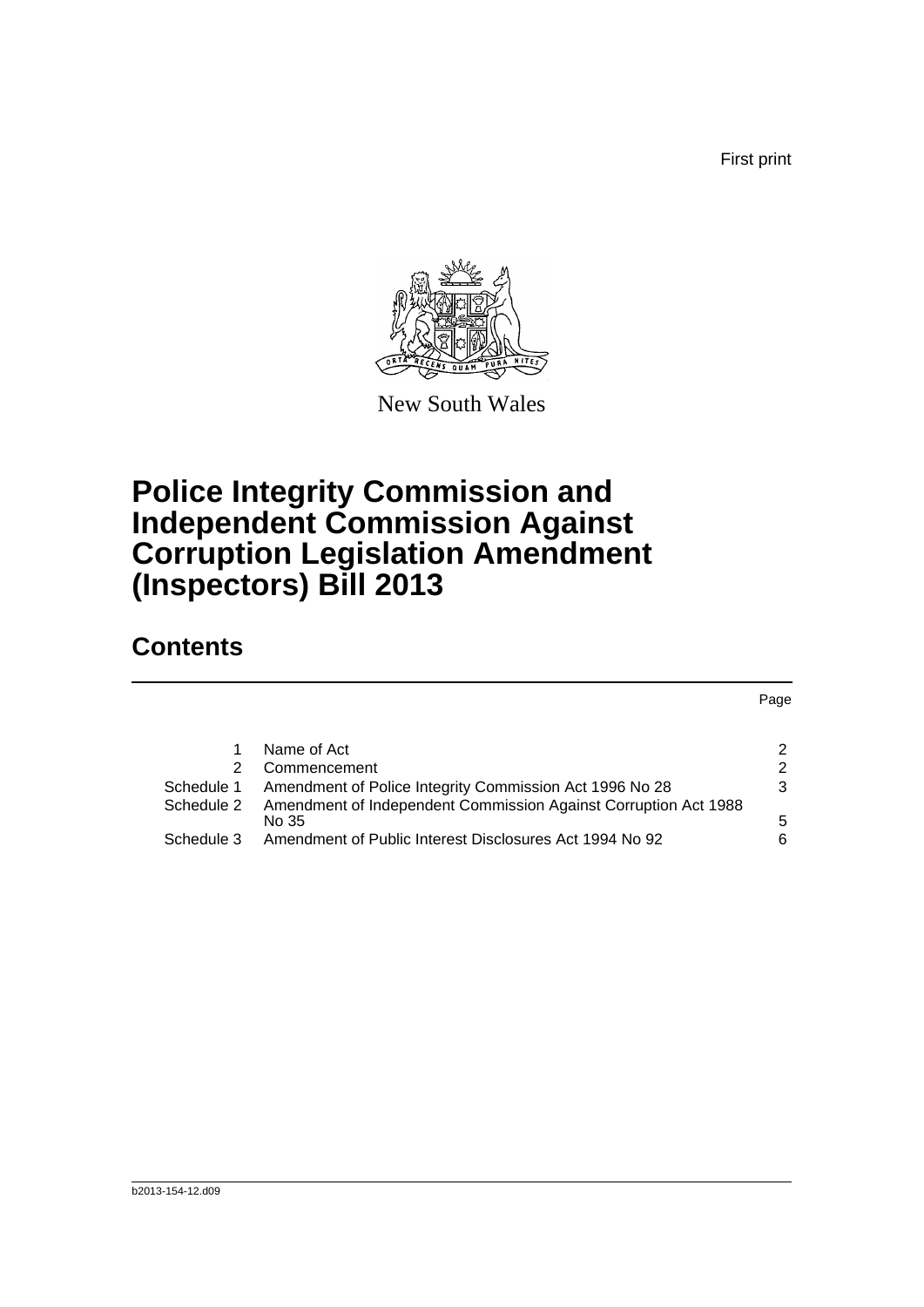First print

New South Wales

# Police Integrity Commission and Independent Commission Against Corruption Legislation Amendment (Inspectors) Bill 2013

## Contents

| | | Page |
|---|---|---|
| 1 | Name of Act | 2 |
| 2 | Commencement | 2 |
| Schedule 1 | Amendment of Police Integrity Commission Act 1996 No 28 | 3 |
| Schedule 2 | Amendment of Independent Commission Against Corruption Act 1988 No 35 | 5 |
| Schedule 3 | Amendment of Public Interest Disclosures Act 1994 No 92 | 6 |

b2013-154-12.d09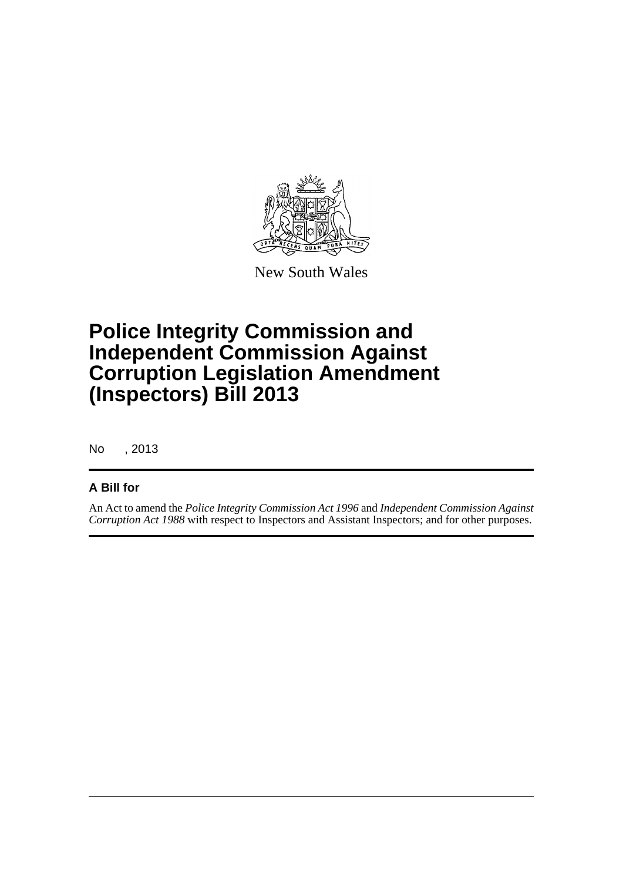New South Wales

# Police Integrity Commission and Independent Commission Against Corruption Legislation Amendment (Inspectors) Bill 2013

No , 2013

## A Bill for

An Act to amend the *Police Integrity Commission Act 1996* and *Independent Commission Against Corruption Act 1988* with respect to Inspectors and Assistant Inspectors; and for other purposes.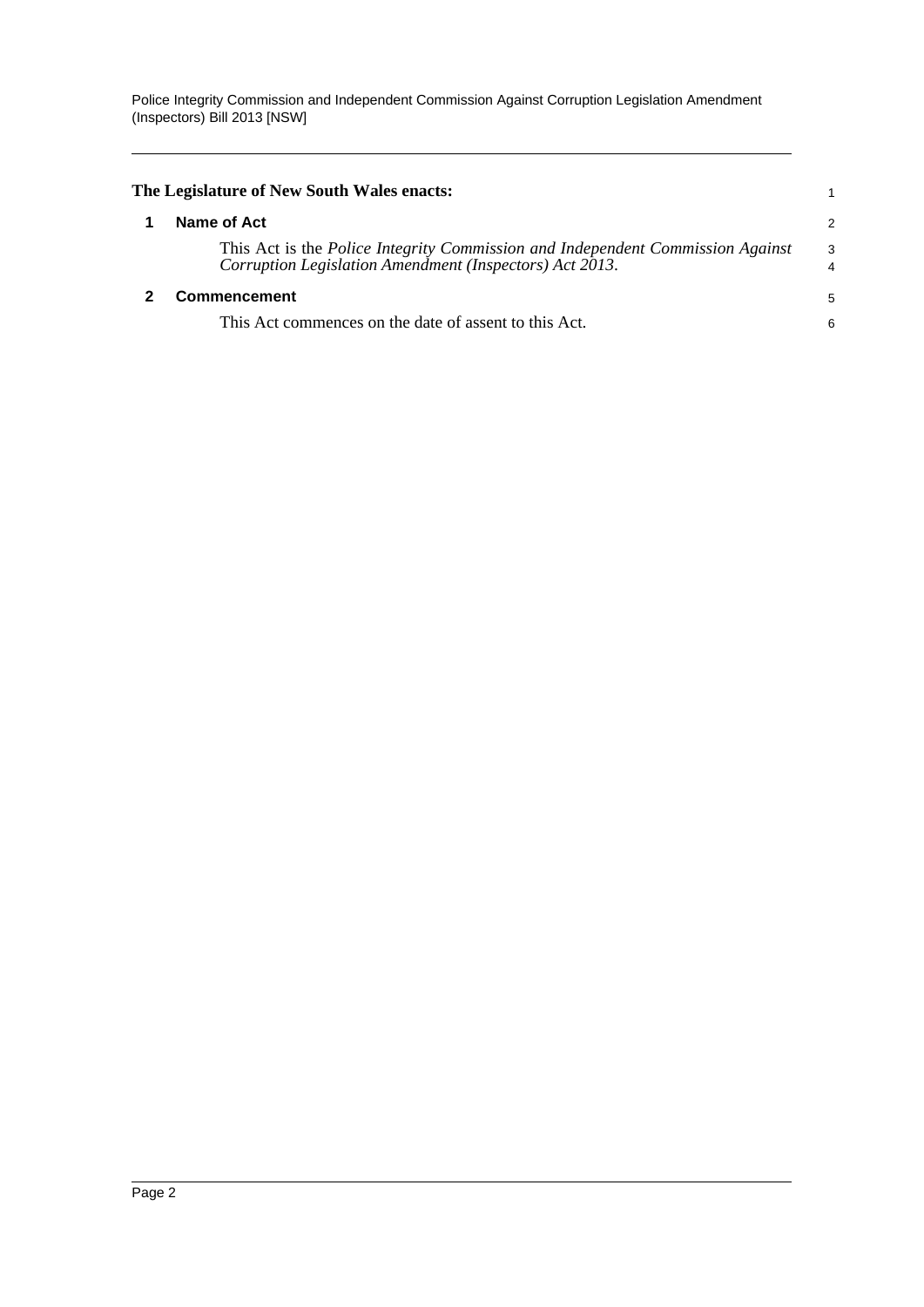**The Legislature of New South Wales enacts:**

## 1 Name of Act

This Act is the *Police Integrity Commission and Independent Commission Against Corruption Legislation Amendment (Inspectors) Act 2013*.

## 2 Commencement

This Act commences on the date of assent to this Act.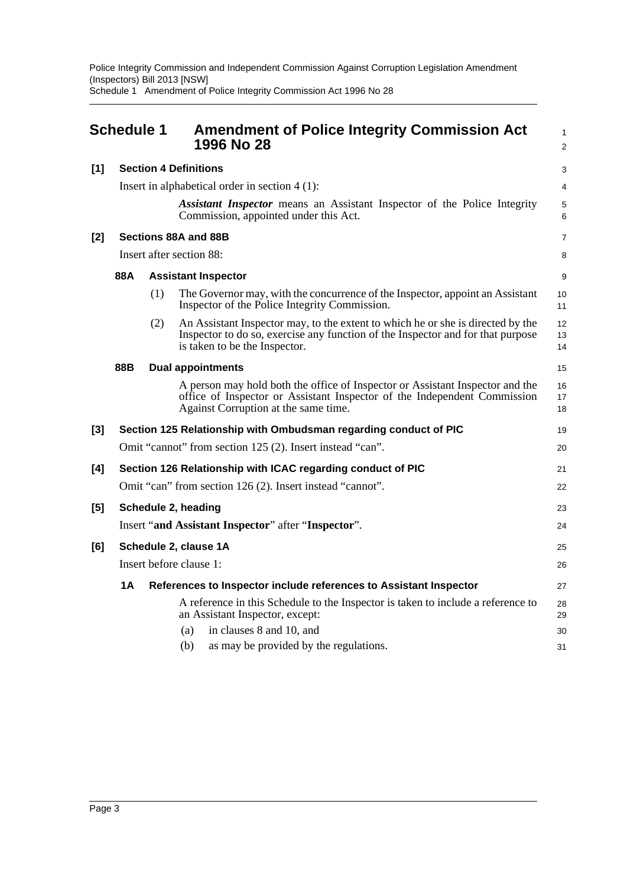# Schedule 1 Amendment of Police Integrity Commission Act 1996 No 28

**[1] Section 4 Definitions**

Insert in alphabetical order in section 4 (1):

> ***Assistant Inspector*** means an Assistant Inspector of the Police Integrity Commission, appointed under this Act.

**[2] Sections 88A and 88B**

Insert after section 88:

> **88A Assistant Inspector**
>
> (1) The Governor may, with the concurrence of the Inspector, appoint an Assistant Inspector of the Police Integrity Commission.
>
> (2) An Assistant Inspector may, to the extent to which he or she is directed by the Inspector to do so, exercise any function of the Inspector and for that purpose is taken to be the Inspector.
>
> **88B Dual appointments**
>
> A person may hold both the office of Inspector or Assistant Inspector and the office of Inspector or Assistant Inspector of the Independent Commission Against Corruption at the same time.

**[3] Section 125 Relationship with Ombudsman regarding conduct of PIC**

Omit "cannot" from section 125 (2). Insert instead "can".

**[4] Section 126 Relationship with ICAC regarding conduct of PIC**

Omit "can" from section 126 (2). Insert instead "cannot".

**[5] Schedule 2, heading**

Insert "**and Assistant Inspector**" after "**Inspector**".

**[6] Schedule 2, clause 1A**

Insert before clause 1:

> **1A References to Inspector include references to Assistant Inspector**
>
> A reference in this Schedule to the Inspector is taken to include a reference to an Assistant Inspector, except:
>
> (a) in clauses 8 and 10, and
>
> (b) as may be provided by the regulations.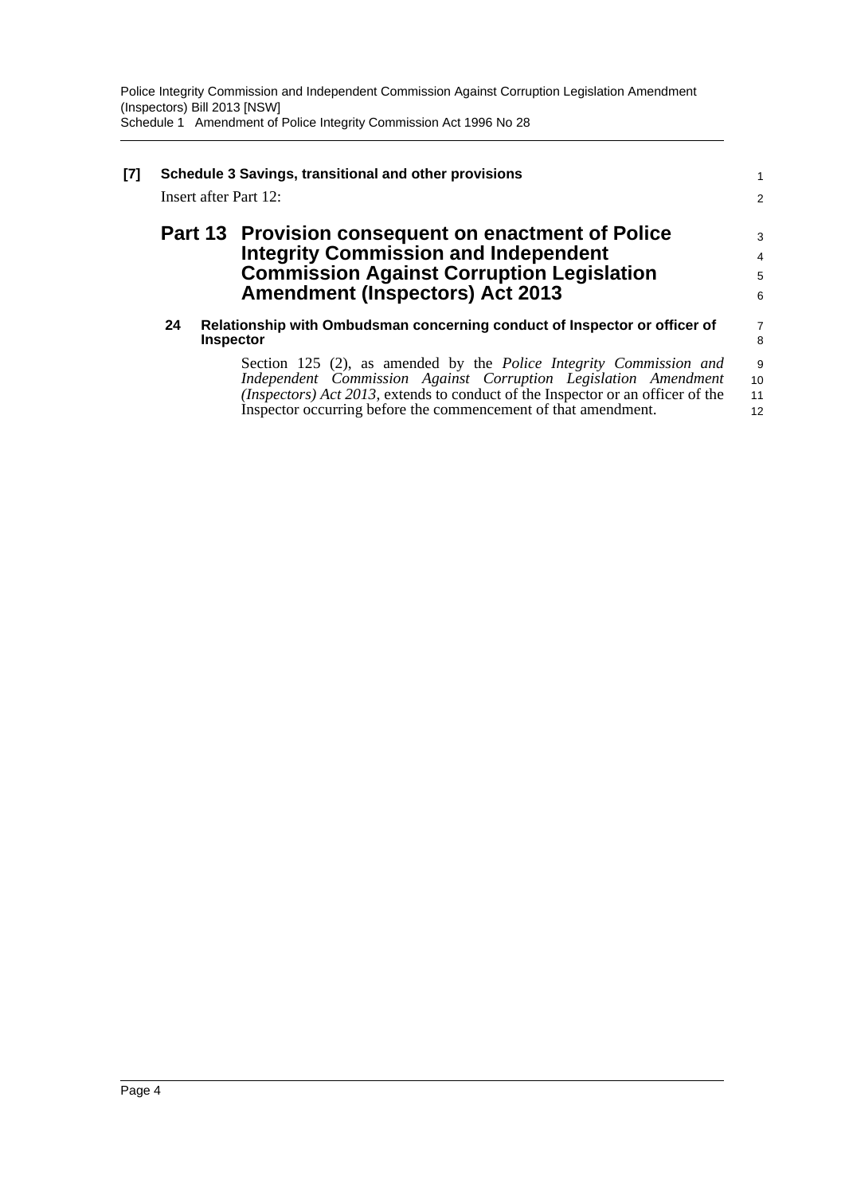**[7] Schedule 3 Savings, transitional and other provisions**

Insert after Part 12:

# Part 13 Provision consequent on enactment of Police Integrity Commission and Independent Commission Against Corruption Legislation Amendment (Inspectors) Act 2013

### 24 Relationship with Ombudsman concerning conduct of Inspector or officer of Inspector

Section 125 (2), as amended by the *Police Integrity Commission and Independent Commission Against Corruption Legislation Amendment (Inspectors) Act 2013*, extends to conduct of the Inspector or an officer of the Inspector occurring before the commencement of that amendment.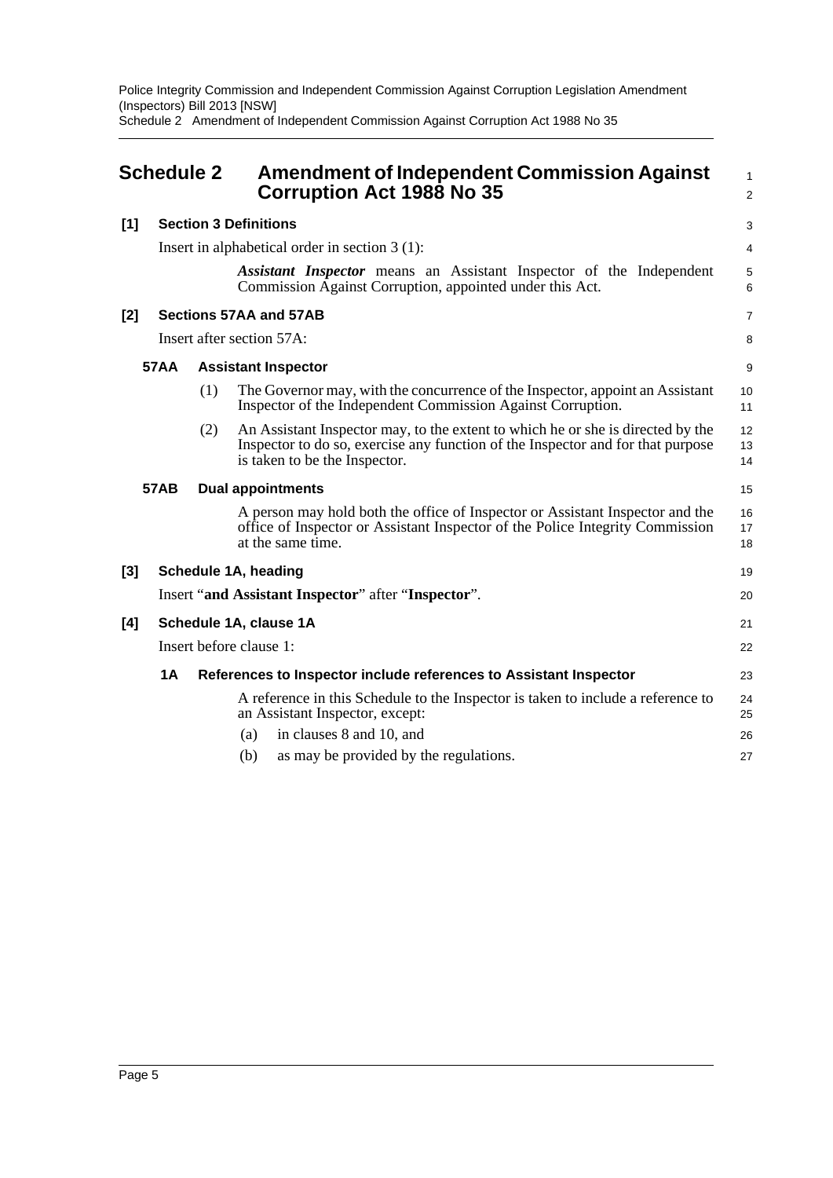## Schedule 2 Amendment of Independent Commission Against Corruption Act 1988 No 35

**[1] Section 3 Definitions**

Insert in alphabetical order in section 3 (1):

> ***Assistant Inspector*** means an Assistant Inspector of the Independent Commission Against Corruption, appointed under this Act.

**[2] Sections 57AA and 57AB**

Insert after section 57A:

**57AA Assistant Inspector**

(1) The Governor may, with the concurrence of the Inspector, appoint an Assistant Inspector of the Independent Commission Against Corruption.

(2) An Assistant Inspector may, to the extent to which he or she is directed by the Inspector to do so, exercise any function of the Inspector and for that purpose is taken to be the Inspector.

**57AB Dual appointments**

A person may hold both the office of Inspector or Assistant Inspector and the office of Inspector or Assistant Inspector of the Police Integrity Commission at the same time.

**[3] Schedule 1A, heading**

Insert "**and Assistant Inspector**" after "**Inspector**".

**[4] Schedule 1A, clause 1A**

Insert before clause 1:

**1A References to Inspector include references to Assistant Inspector**

A reference in this Schedule to the Inspector is taken to include a reference to an Assistant Inspector, except:

(a) in clauses 8 and 10, and

(b) as may be provided by the regulations.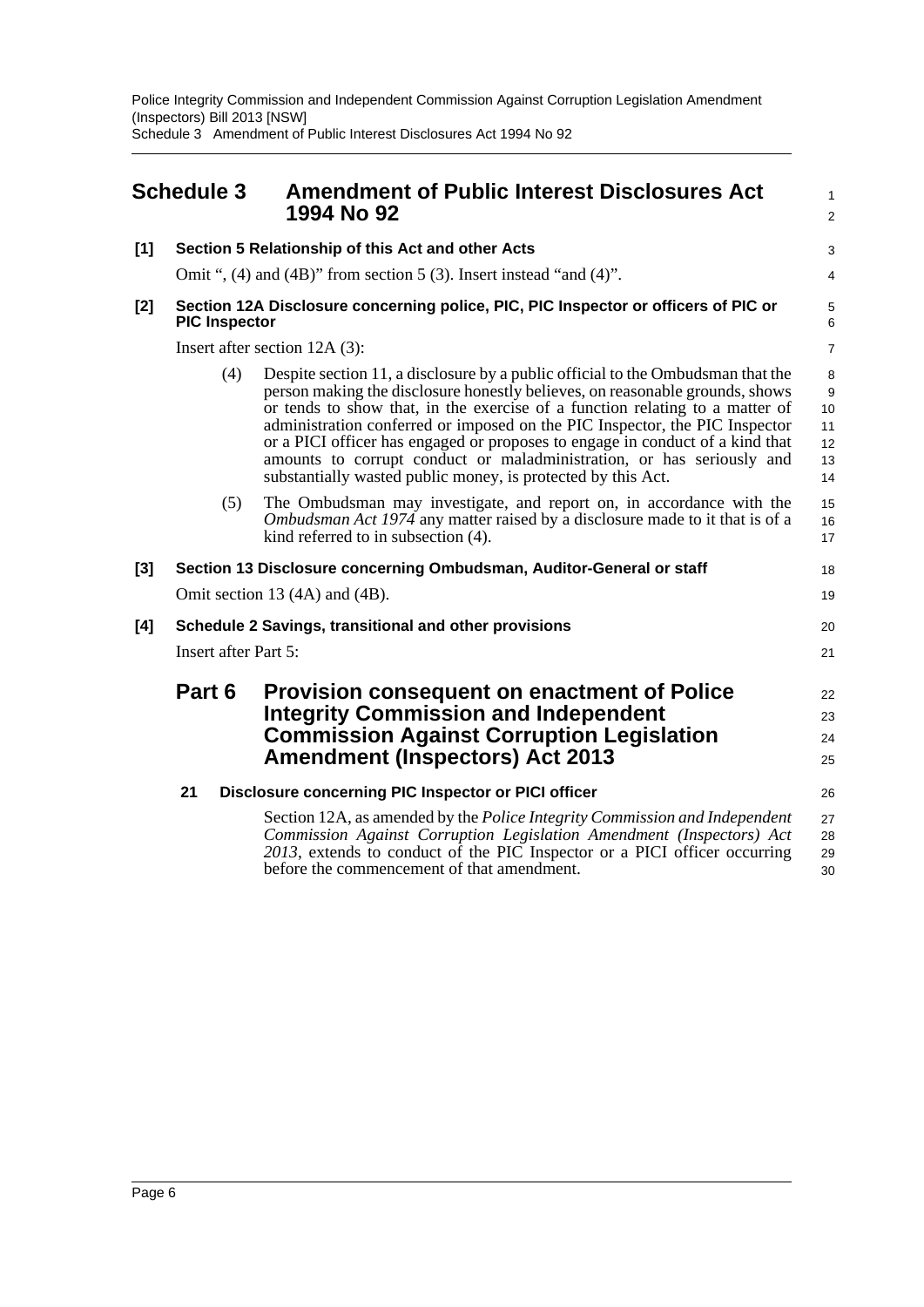## Schedule 3 Amendment of Public Interest Disclosures Act 1994 No 92

**[1] Section 5 Relationship of this Act and other Acts**

Omit ", (4) and (4B)" from section 5 (3). Insert instead "and (4)".

**[2] Section 12A Disclosure concerning police, PIC, PIC Inspector or officers of PIC or PIC Inspector**

Insert after section 12A (3):

(4) Despite section 11, a disclosure by a public official to the Ombudsman that the person making the disclosure honestly believes, on reasonable grounds, shows or tends to show that, in the exercise of a function relating to a matter of administration conferred or imposed on the PIC Inspector, the PIC Inspector or a PICI officer has engaged or proposes to engage in conduct of a kind that amounts to corrupt conduct or maladministration, or has seriously and substantially wasted public money, is protected by this Act.

(5) The Ombudsman may investigate, and report on, in accordance with the *Ombudsman Act 1974* any matter raised by a disclosure made to it that is of a kind referred to in subsection (4).

**[3] Section 13 Disclosure concerning Ombudsman, Auditor-General or staff**

Omit section 13 (4A) and (4B).

**[4] Schedule 2 Savings, transitional and other provisions**

Insert after Part 5:

### Part 6 Provision consequent on enactment of Police Integrity Commission and Independent Commission Against Corruption Legislation Amendment (Inspectors) Act 2013

**21 Disclosure concerning PIC Inspector or PICI officer**

Section 12A, as amended by the *Police Integrity Commission and Independent Commission Against Corruption Legislation Amendment (Inspectors) Act 2013*, extends to conduct of the PIC Inspector or a PICI officer occurring before the commencement of that amendment.